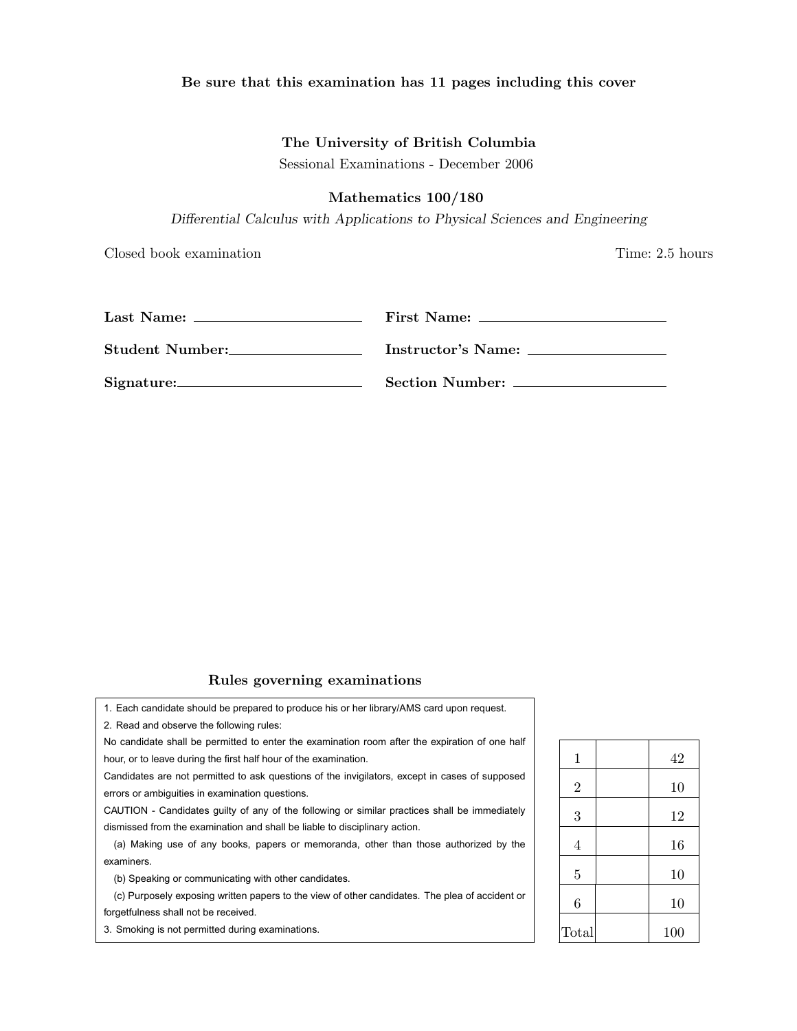**Be sure that this examination has 11 pages including this cover**

**The University of British Columbia**

Sessional Examinations - December 2006

**Mathematics 100/180**

*Differential Calculus with Applications to Physical Sciences and Engineering*

Closed book examination

Time: 2.5 hours

**Last Name:** \_\_\_\_\_\_\_\_\_\_\_\_\_\_\_\_\_\_\_\_ **First Name:** \_\_\_\_\_\_\_\_\_\_\_\_\_\_\_\_\_\_\_\_

**Student Number:** \_\_\_\_\_\_\_\_\_\_\_\_\_\_\_\_\_\_\_\_ **Instructor's Name:** \_\_\_\_\_\_\_\_\_\_\_\_\_\_\_\_\_\_\_\_

**Signature:** \_\_\_\_\_\_\_\_\_\_\_\_\_\_\_\_\_\_\_\_ **Section Number:** \_\_\_\_\_\_\_\_\_\_\_\_\_\_\_\_\_\_\_\_

### Rules governing examinations

1. Each candidate should be prepared to produce his or her library/AMS card upon request.
2. Read and observe the following rules:

No candidate shall be permitted to enter the examination room after the expiration of one half hour, or to leave during the first half hour of the examination.

Candidates are not permitted to ask questions of the invigilators, except in cases of supposed errors or ambiguities in examination questions.

CAUTION - Candidates guilty of any of the following or similar practices shall be immediately dismissed from the examination and shall be liable to disciplinary action.

(a) Making use of any books, papers or memoranda, other than those authorized by the examiners.

(b) Speaking or communicating with other candidates.

(c) Purposely exposing written papers to the view of other candidates. The plea of accident or forgetfulness shall not be received.

3. Smoking is not permitted during examinations.

| | | |
|---|---|---|
| 1 | | 42 |
| 2 | | 10 |
| 3 | | 12 |
| 4 | | 16 |
| 5 | | 10 |
| 6 | | 10 |
| Total | | 100 |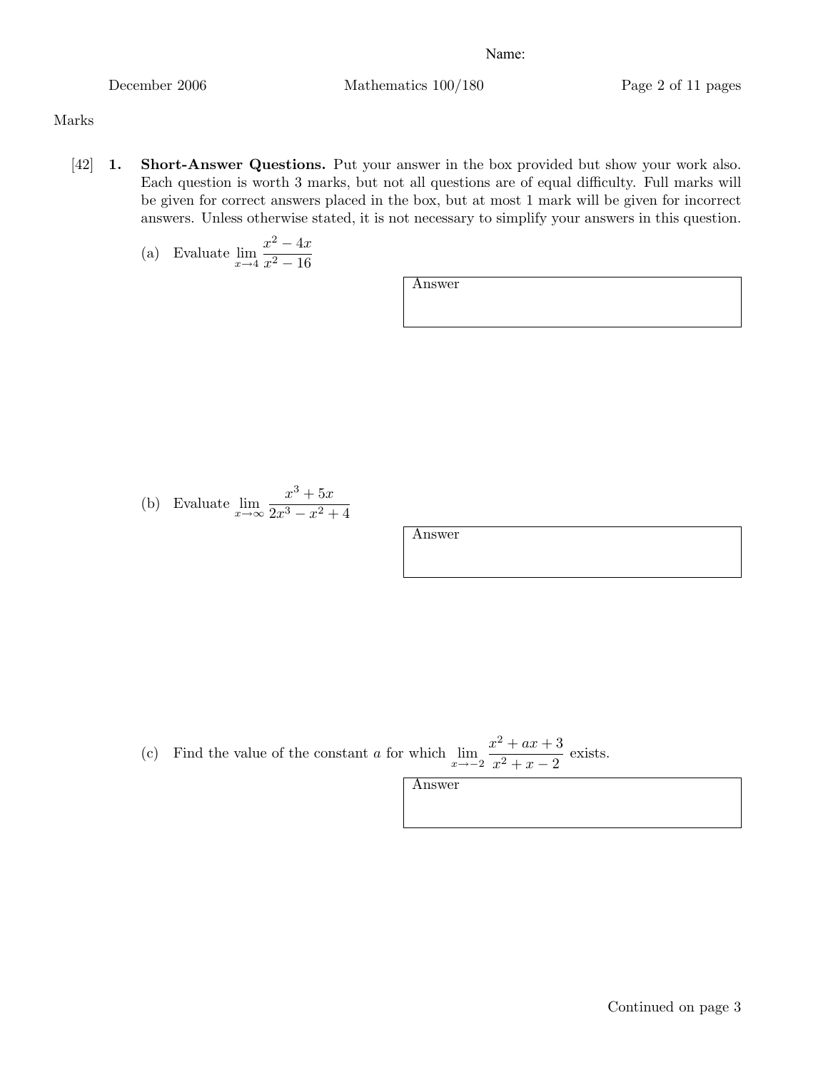Name:

Marks

[42] **1. Short-Answer Questions.** Put your answer in the box provided but show your work also. Each question is worth 3 marks, but not all questions are of equal difficulty. Full marks will be given for correct answers placed in the box, but at most 1 mark will be given for incorrect answers. Unless otherwise stated, it is not necessary to simplify your answers in this question.

(a) Evaluate $\lim_{x \to 4} \dfrac{x^2 - 4x}{x^2 - 16}$

Answer

(b) Evaluate $\lim_{x \to \infty} \dfrac{x^3 + 5x}{2x^3 - x^2 + 4}$

Answer

(c) Find the value of the constant $a$ for which $\lim_{x \to -2} \dfrac{x^2 + ax + 3}{x^2 + x - 2}$ exists.

Answer

Continued on page 3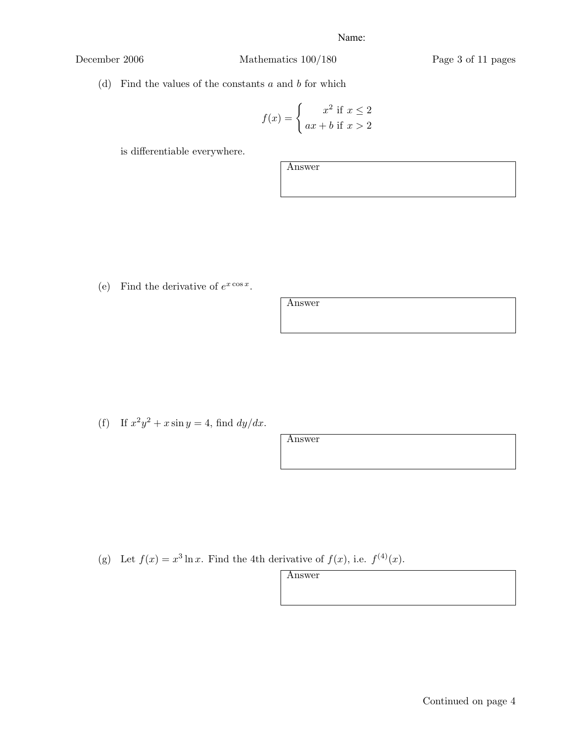Name:

(d) Find the values of the constants $a$ and $b$ for which

$$f(x) = \begin{cases} x^2 \text{ if } x \leq 2 \\ ax + b \text{ if } x > 2 \end{cases}$$

is differentiable everywhere.

Answer

(e) Find the derivative of $e^{x \cos x}$.

Answer

(f) If $x^2 y^2 + x \sin y = 4$, find $dy/dx$.

Answer

(g) Let $f(x) = x^3 \ln x$. Find the 4th derivative of $f(x)$, i.e. $f^{(4)}(x)$.

Answer

Continued on page 4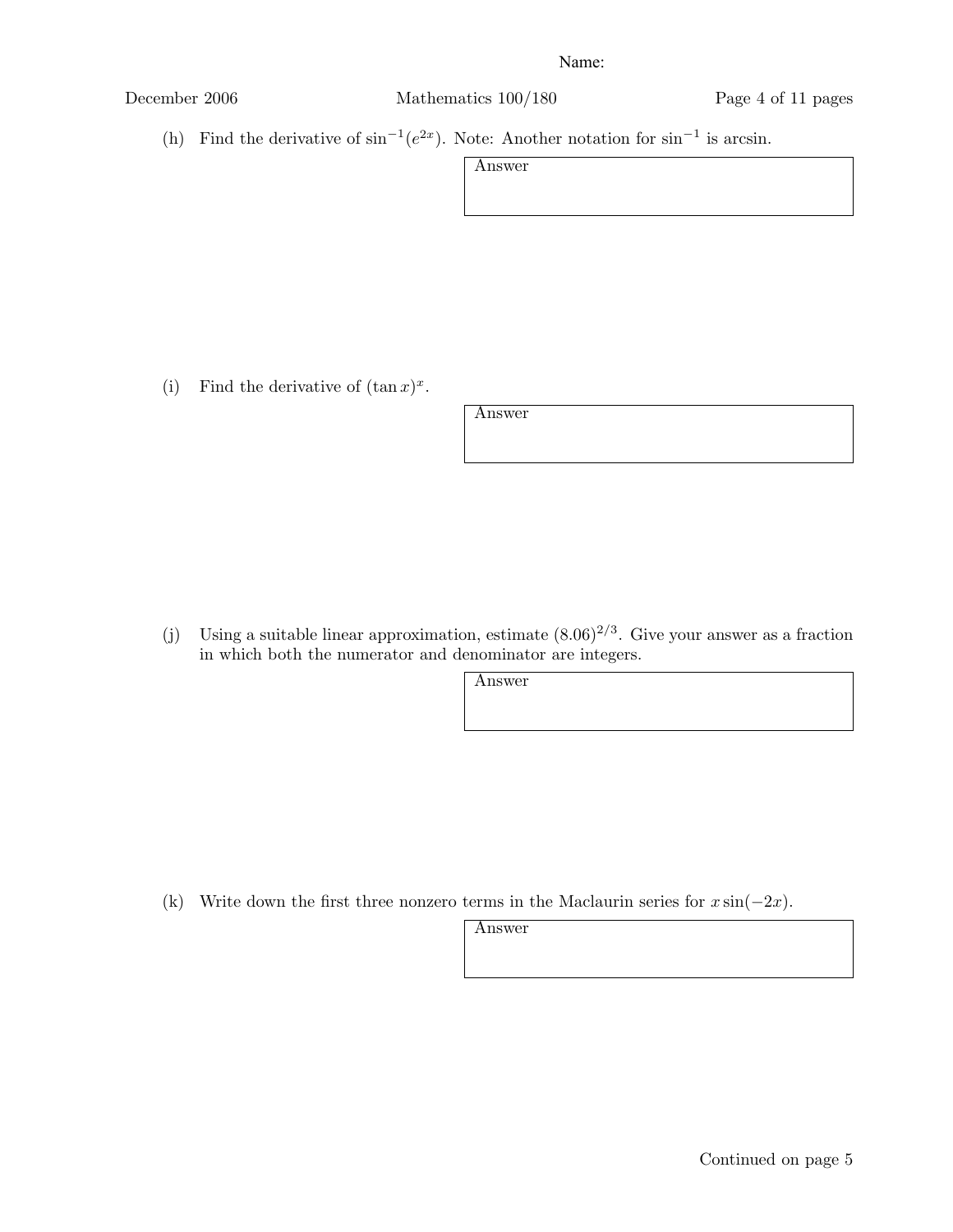(h) Find the derivative of $\sin^{-1}(e^{2x})$. Note: Another notation for $\sin^{-1}$ is arcsin.

Answer

(i) Find the derivative of $(\tan x)^x$.

Answer

(j) Using a suitable linear approximation, estimate $(8.06)^{2/3}$. Give your answer as a fraction in which both the numerator and denominator are integers.

Answer

(k) Write down the first three nonzero terms in the Maclaurin series for $x \sin(-2x)$.

Answer

Continued on page 5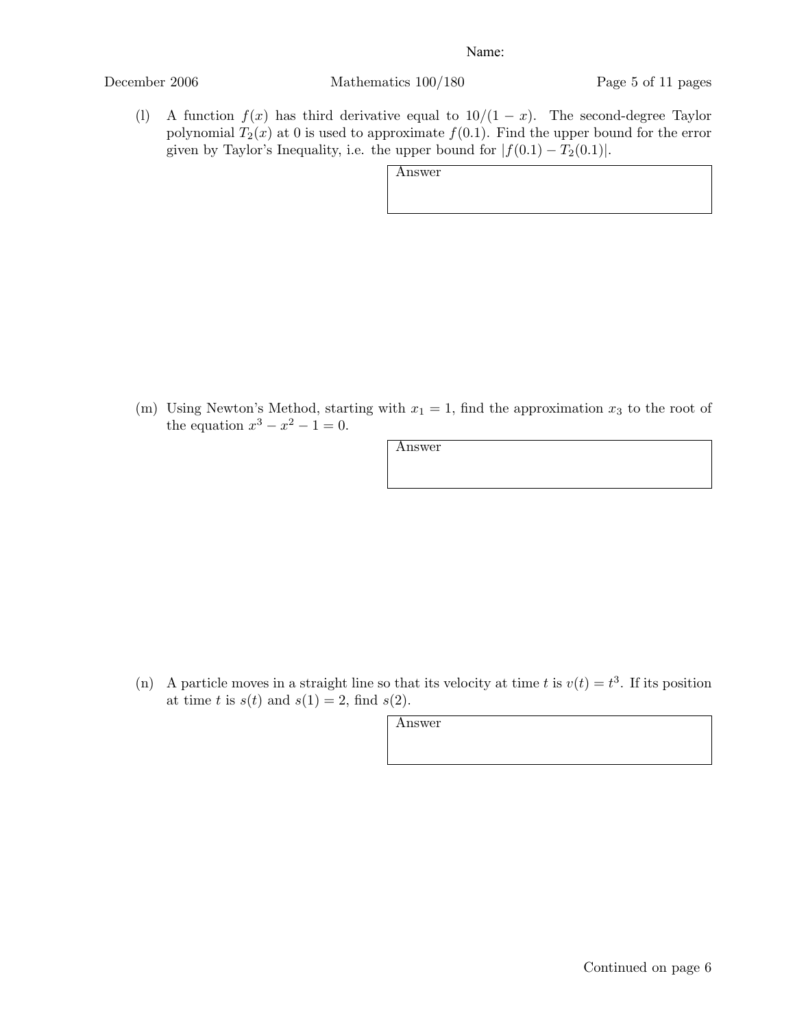Name:

(l) A function $f(x)$ has third derivative equal to $10/(1-x)$. The second-degree Taylor polynomial $T_2(x)$ at 0 is used to approximate $f(0.1)$. Find the upper bound for the error given by Taylor's Inequality, i.e. the upper bound for $|f(0.1) - T_2(0.1)|$.

| Answer |
| --- |
| |

(m) Using Newton's Method, starting with $x_1 = 1$, find the approximation $x_3$ to the root of the equation $x^3 - x^2 - 1 = 0$.

| Answer |
| --- |
| |

(n) A particle moves in a straight line so that its velocity at time $t$ is $v(t) = t^3$. If its position at time $t$ is $s(t)$ and $s(1) = 2$, find $s(2)$.

| Answer |
| --- |
| |

Continued on page 6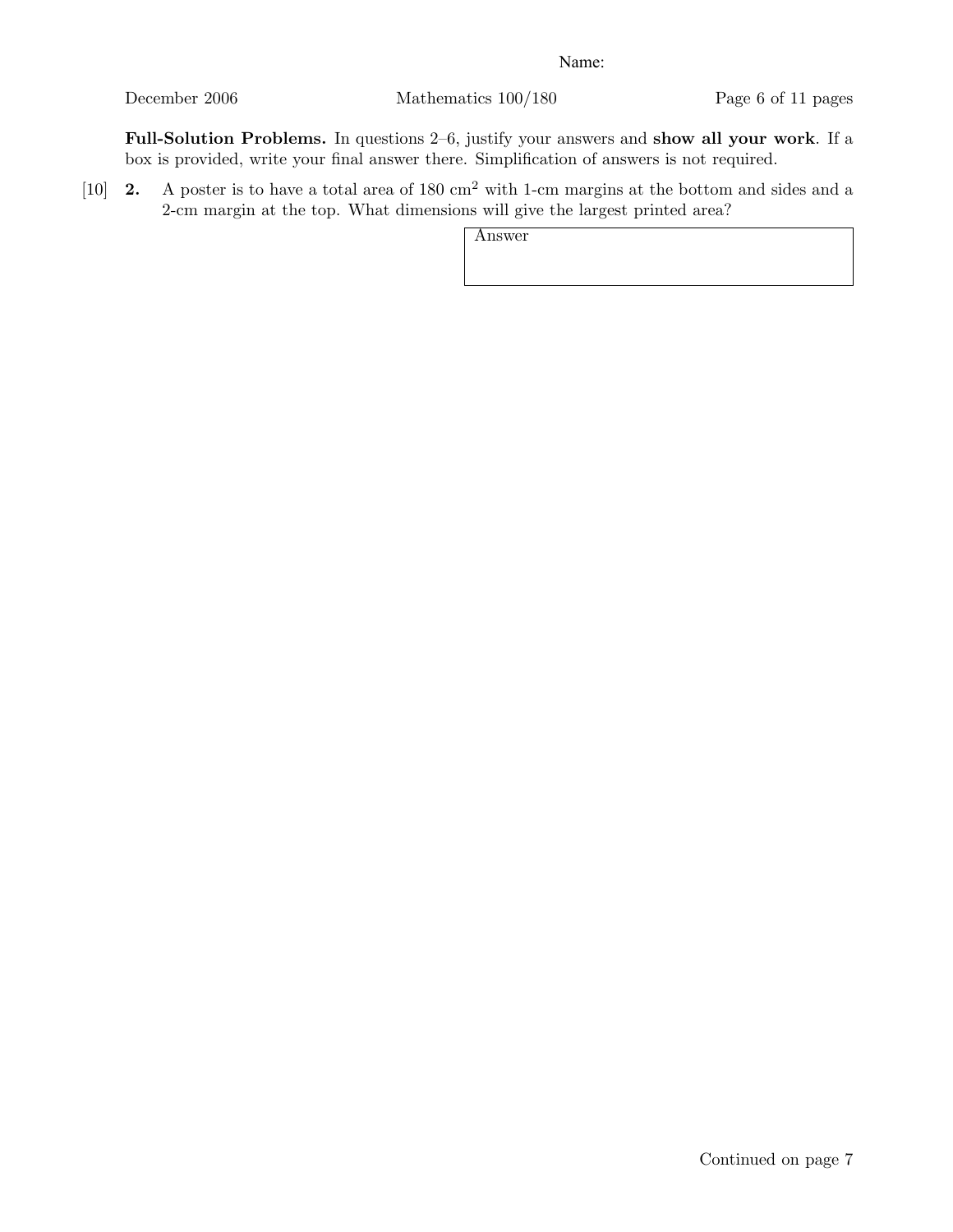Name:

**Full-Solution Problems.** In questions 2–6, justify your answers and **show all your work**. If a box is provided, write your final answer there. Simplification of answers is not required.

[10] **2.** A poster is to have a total area of 180 $cm^2$ with 1-cm margins at the bottom and sides and a 2-cm margin at the top. What dimensions will give the largest printed area?

| Answer |
| --- |
| |

Continued on page 7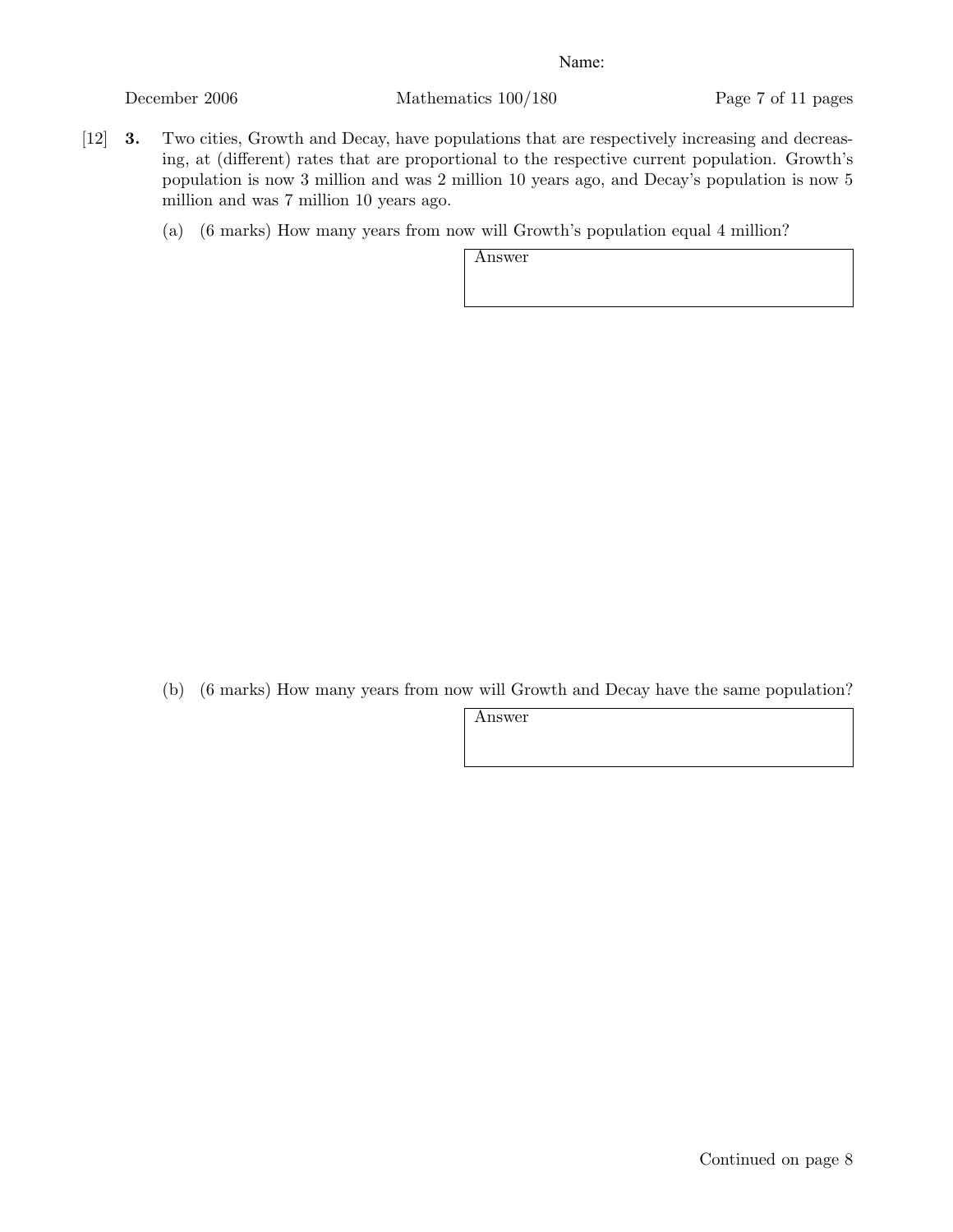Name:

[12] **3.** Two cities, Growth and Decay, have populations that are respectively increasing and decreasing, at (different) rates that are proportional to the respective current population. Growth's population is now 3 million and was 2 million 10 years ago, and Decay's population is now 5 million and was 7 million 10 years ago.

(a) (6 marks) How many years from now will Growth's population equal 4 million?

| Answer |
|---|
| |

(b) (6 marks) How many years from now will Growth and Decay have the same population?

| Answer |
|---|
| |

Continued on page 8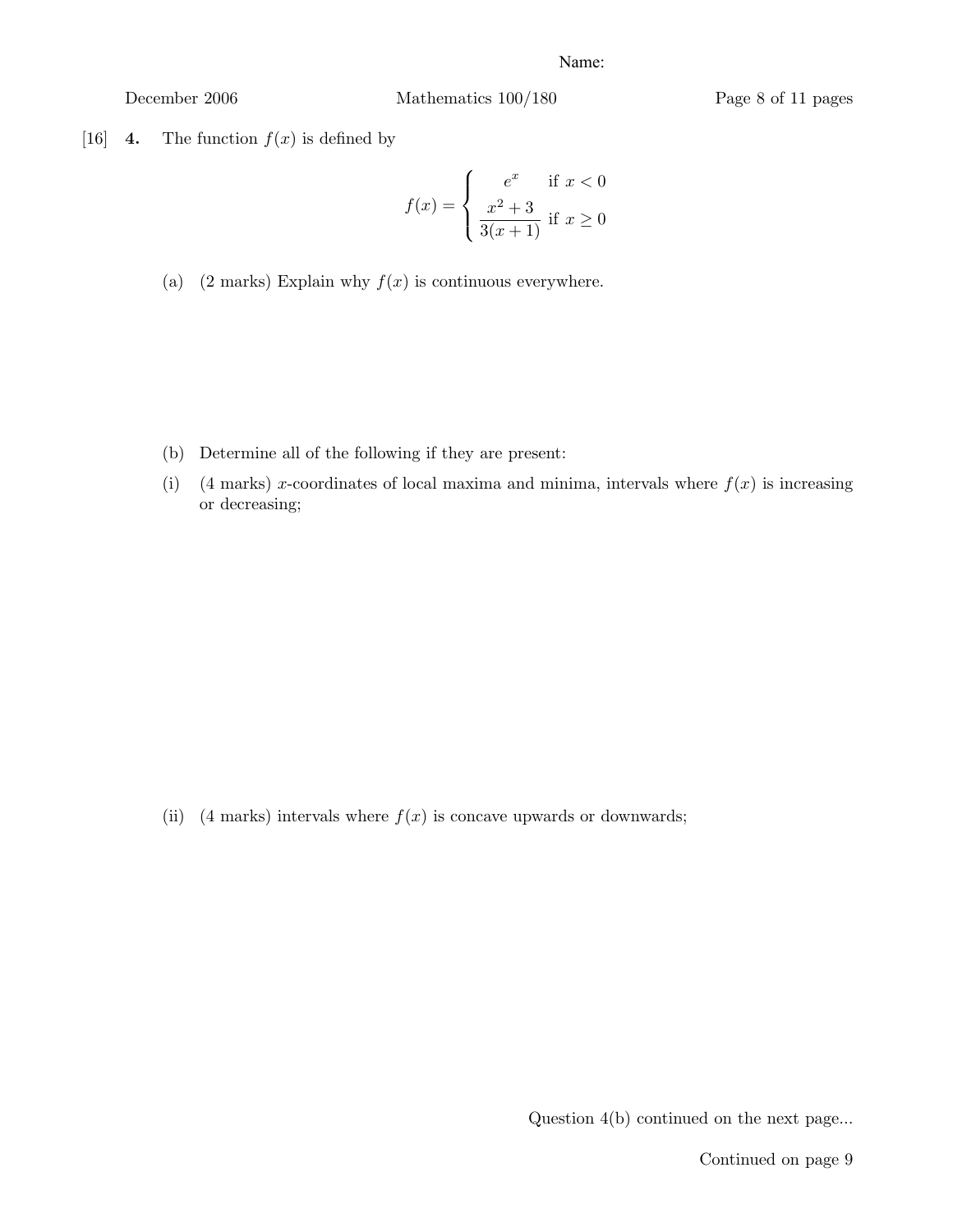Name:

[16] **4.** The function $f(x)$ is defined by

$$f(x) = \begin{cases} e^x & \text{if } x < 0 \\ \dfrac{x^2+3}{3(x+1)} & \text{if } x \geq 0 \end{cases}$$

(a) (2 marks) Explain why $f(x)$ is continuous everywhere.

(b) Determine all of the following if they are present:

(i) (4 marks) $x$-coordinates of local maxima and minima, intervals where $f(x)$ is increasing or decreasing;

(ii) (4 marks) intervals where $f(x)$ is concave upwards or downwards;

Question 4(b) continued on the next page...

Continued on page 9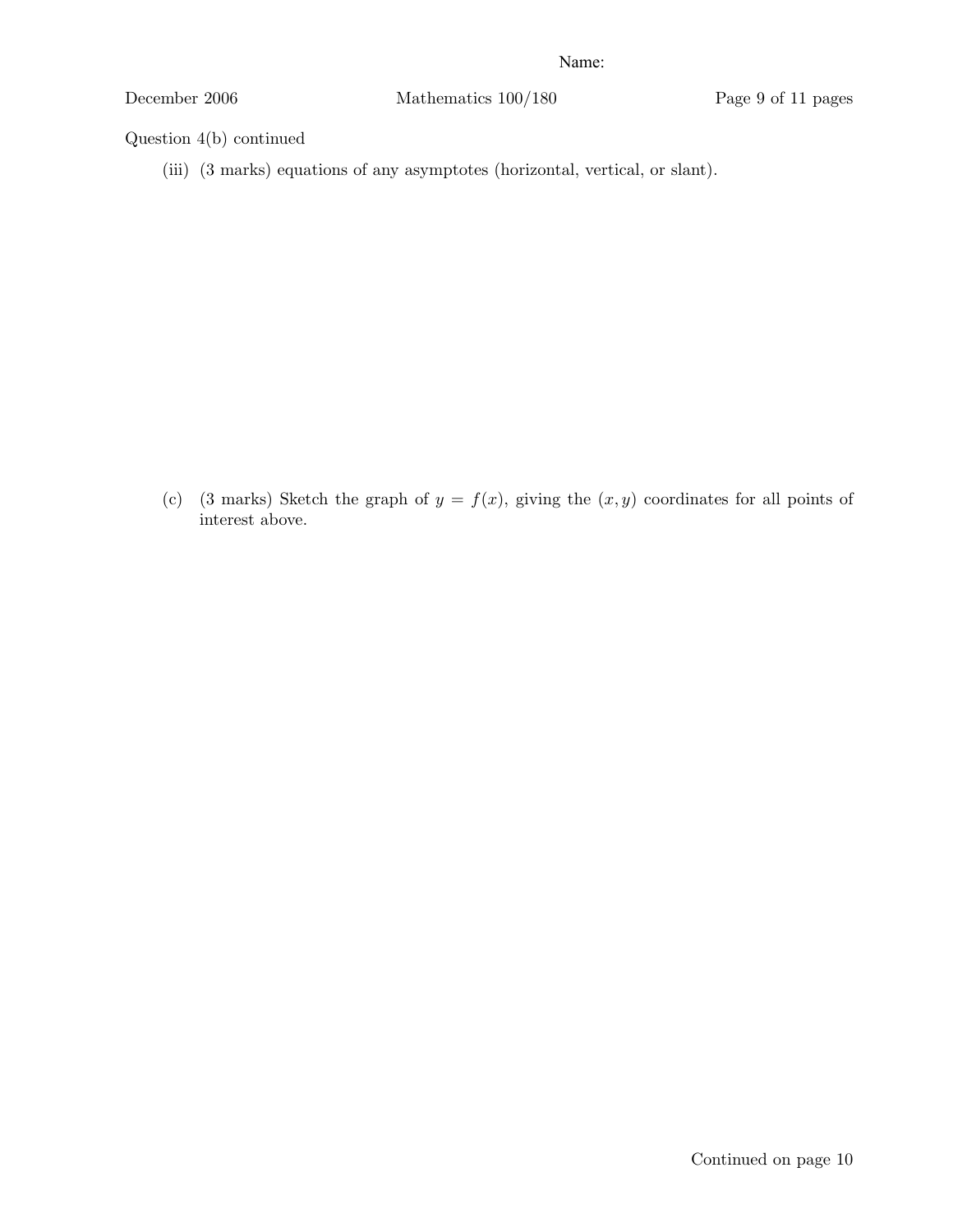Question 4(b) continued

(iii) (3 marks) equations of any asymptotes (horizontal, vertical, or slant).

(c) (3 marks) Sketch the graph of $y = f(x)$, giving the $(x, y)$ coordinates for all points of interest above.

Continued on page 10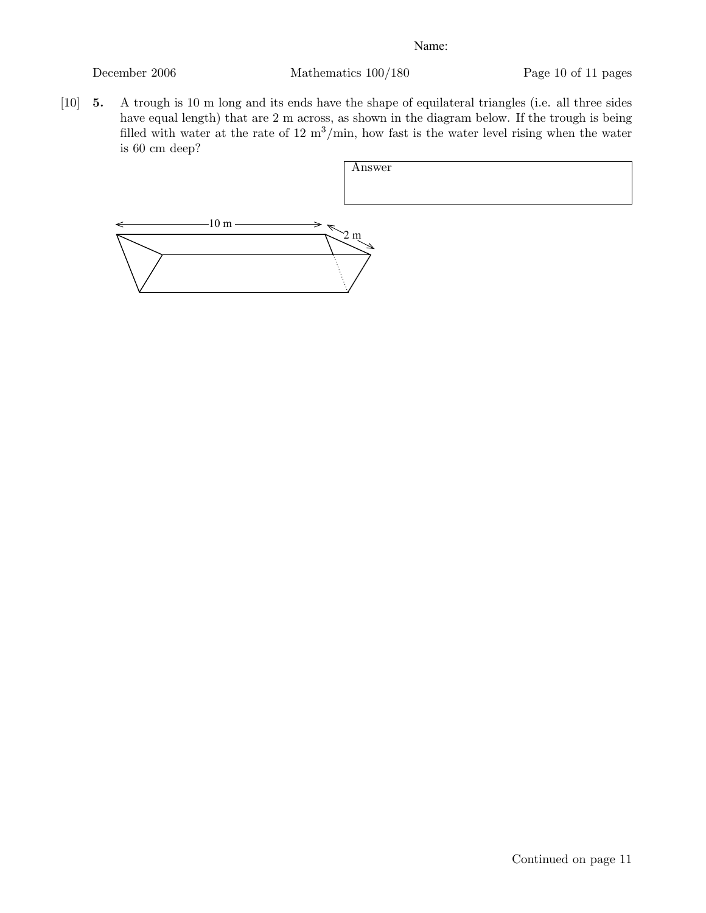Name:

[10] **5.** A trough is 10 m long and its ends have the shape of equilateral triangles (i.e. all three sides have equal length) that are 2 m across, as shown in the diagram below. If the trough is being filled with water at the rate of 12 $\text{m}^3/\text{min}$, how fast is the water level rising when the water is 60 cm deep?

| Answer |
| --- |
| |

Continued on page 11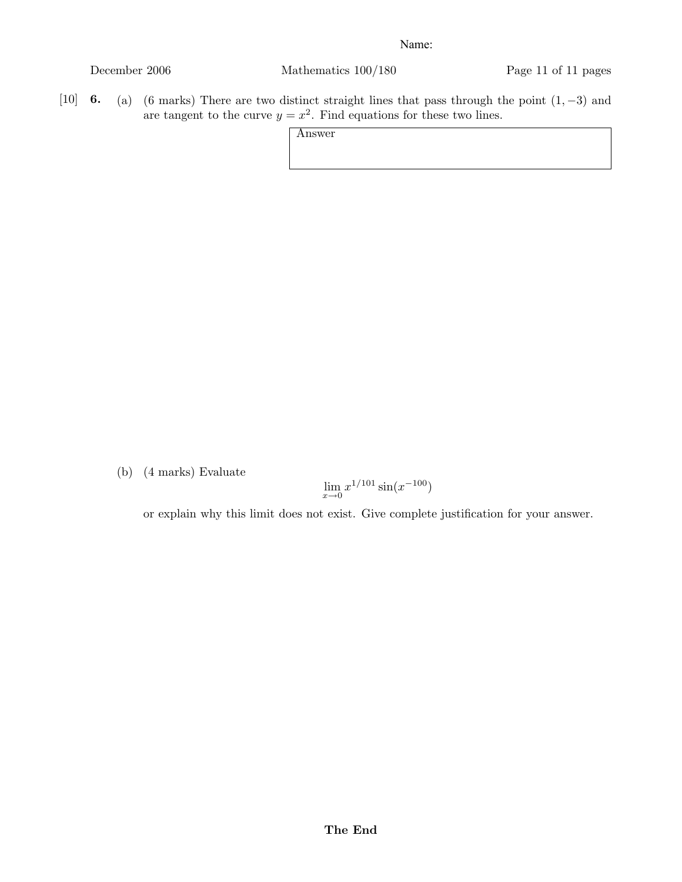Name:

[10] **6.** (a) (6 marks) There are two distinct straight lines that pass through the point $(1, -3)$ and are tangent to the curve $y = x^2$. Find equations for these two lines.

Answer

(b) (4 marks) Evaluate

$$\lim_{x \to 0} x^{1/101} \sin(x^{-100})$$

or explain why this limit does not exist. Give complete justification for your answer.

**The End**